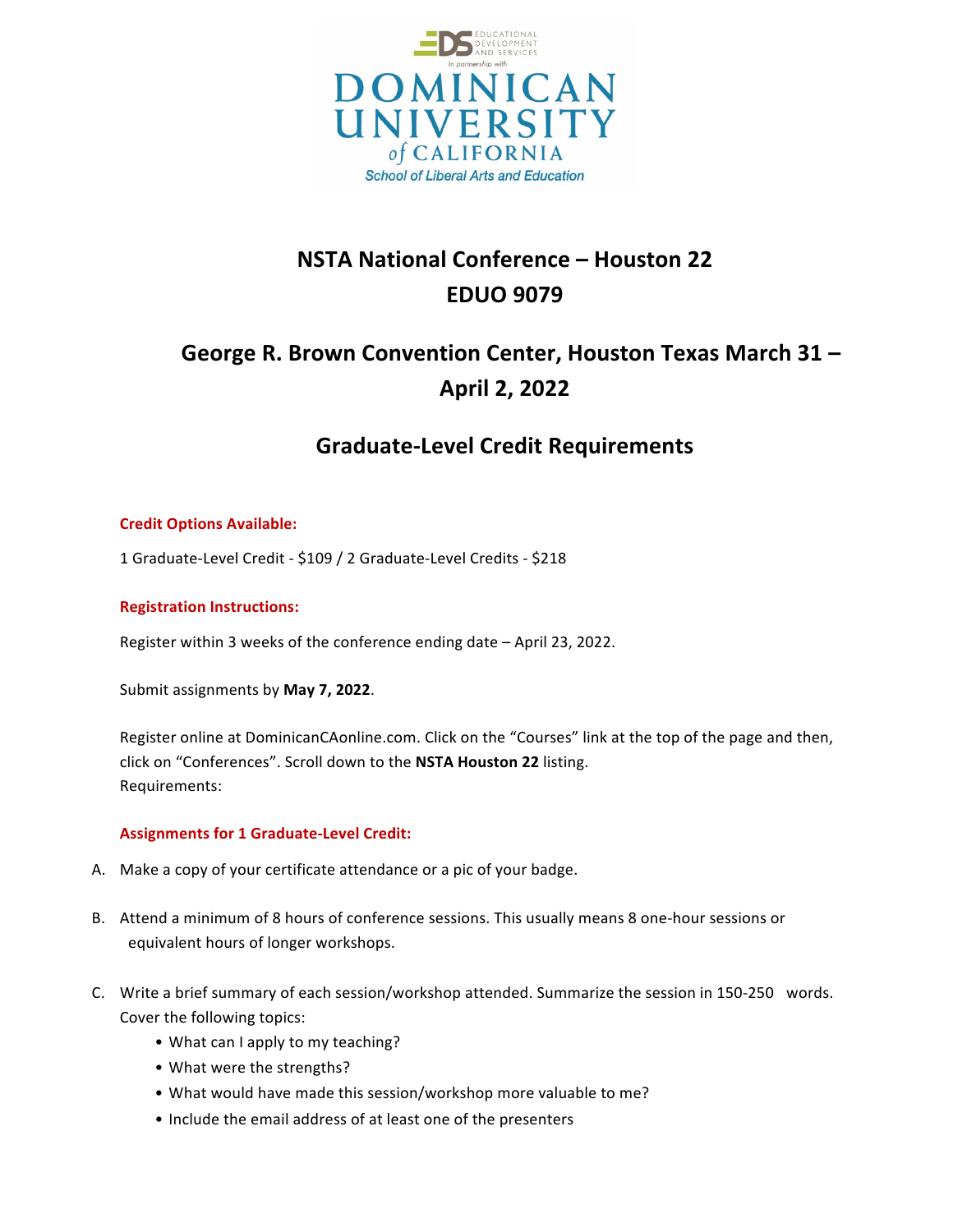EDUCATIONAL DEVELOPMENT AND SERVICES

*in partnership with*

DOMINICAN UNIVERSITY of CALIFORNIA

School of Liberal Arts and Education

# NSTA National Conference – Houston 22
# EDUO 9079

## George R. Brown Convention Center, Houston Texas March 31 – April 2, 2022

## Graduate-Level Credit Requirements

**Credit Options Available:**

1 Graduate-Level Credit - $109 / 2 Graduate-Level Credits - $218

**Registration Instructions:**

Register within 3 weeks of the conference ending date – April 23, 2022.

Submit assignments by **May 7, 2022**.

Register online at DominicanCAonline.com. Click on the "Courses" link at the top of the page and then, click on "Conferences". Scroll down to the **NSTA Houston 22** listing.
Requirements:

**Assignments for 1 Graduate-Level Credit:**

A. Make a copy of your certificate attendance or a pic of your badge.

B. Attend a minimum of 8 hours of conference sessions. This usually means 8 one-hour sessions or equivalent hours of longer workshops.

C. Write a brief summary of each session/workshop attended. Summarize the session in 150-250 words. Cover the following topics:
   - What can I apply to my teaching?
   - What were the strengths?
   - What would have made this session/workshop more valuable to me?
   - Include the email address of at least one of the presenters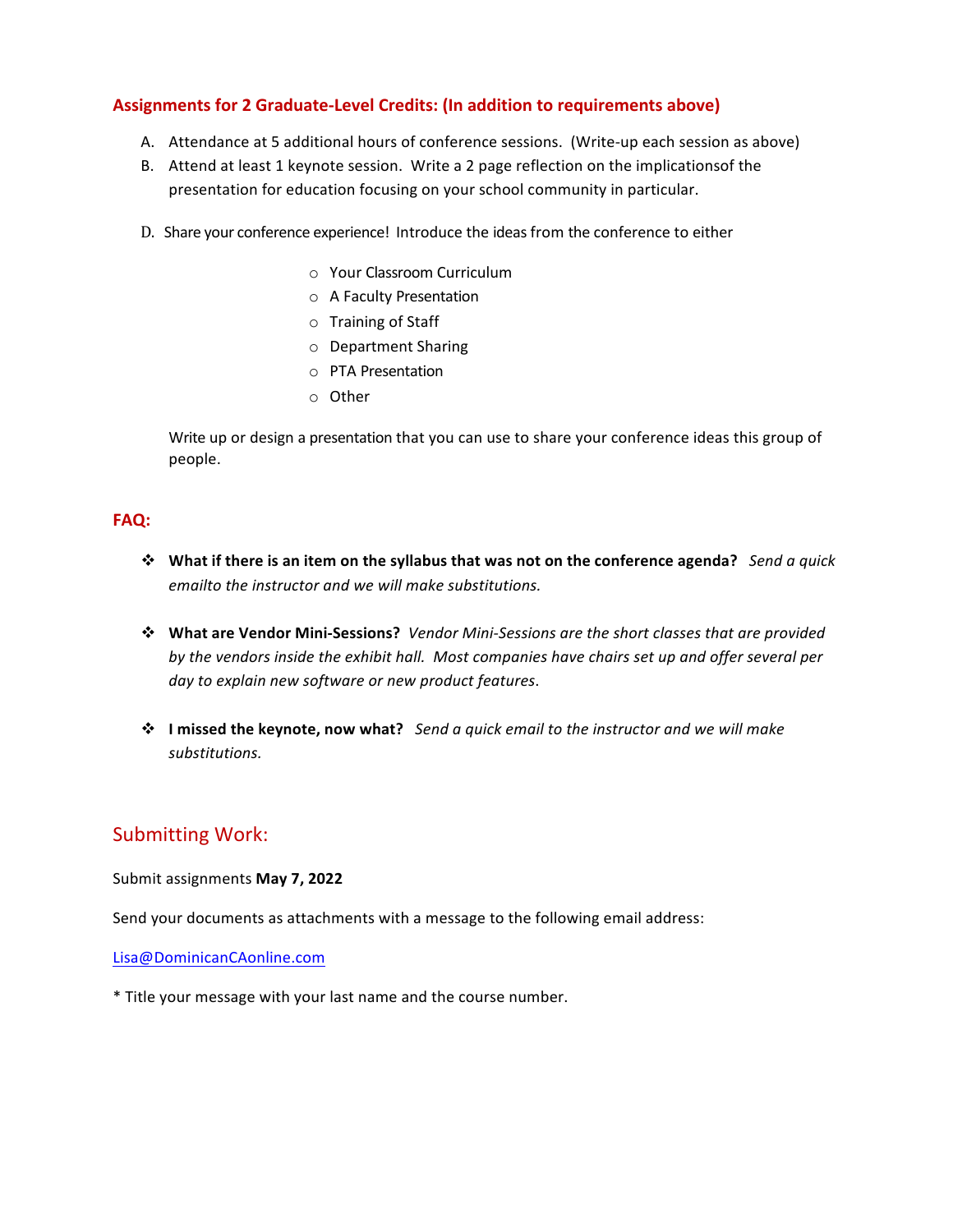## Assignments for 2 Graduate-Level Credits: (In addition to requirements above)

A. Attendance at 5 additional hours of conference sessions. (Write-up each session as above)
B. Attend at least 1 keynote session. Write a 2 page reflection on the implicationsof the presentation for education focusing on your school community in particular.

D. Share your conference experience! Introduce the ideas from the conference to either

- Your Classroom Curriculum
- A Faculty Presentation
- Training of Staff
- Department Sharing
- PTA Presentation
- Other

Write up or design a presentation that you can use to share your conference ideas this group of people.

## FAQ:

- **What if there is an item on the syllabus that was not on the conference agenda?** *Send a quick emailto the instructor and we will make substitutions.*

- **What are Vendor Mini-Sessions?** *Vendor Mini-Sessions are the short classes that are provided by the vendors inside the exhibit hall. Most companies have chairs set up and offer several per day to explain new software or new product features.*

- **I missed the keynote, now what?** *Send a quick email to the instructor and we will make substitutions.*

## Submitting Work:

Submit assignments **May 7, 2022**

Send your documents as attachments with a message to the following email address:

Lisa@DominicanCAonline.com

* Title your message with your last name and the course number.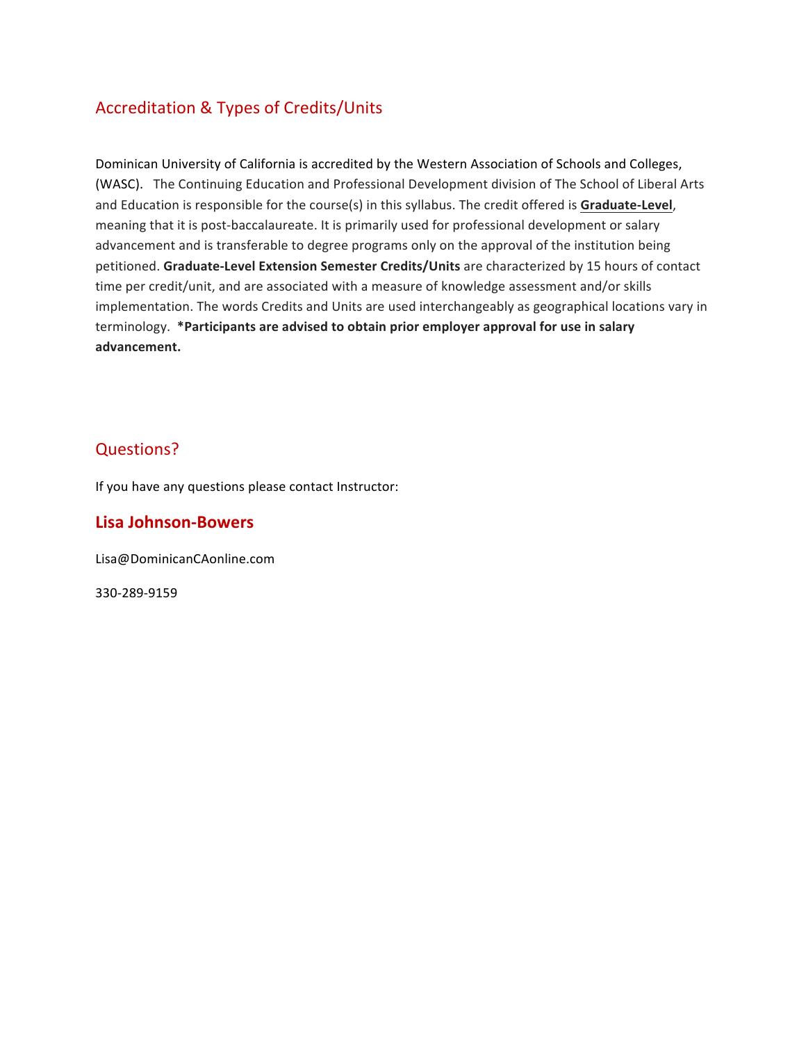## Accreditation & Types of Credits/Units

Dominican University of California is accredited by the Western Association of Schools and Colleges, (WASC). The Continuing Education and Professional Development division of The School of Liberal Arts and Education is responsible for the course(s) in this syllabus. The credit offered is **Graduate-Level**, meaning that it is post-baccalaureate. It is primarily used for professional development or salary advancement and is transferable to degree programs only on the approval of the institution being petitioned. **Graduate-Level Extension Semester Credits/Units** are characterized by 15 hours of contact time per credit/unit, and are associated with a measure of knowledge assessment and/or skills implementation. The words Credits and Units are used interchangeably as geographical locations vary in terminology. ***Participants are advised to obtain prior employer approval for use in salary advancement.**

## Questions?

If you have any questions please contact Instructor:

### Lisa Johnson-Bowers

Lisa@DominicanCAonline.com

330-289-9159